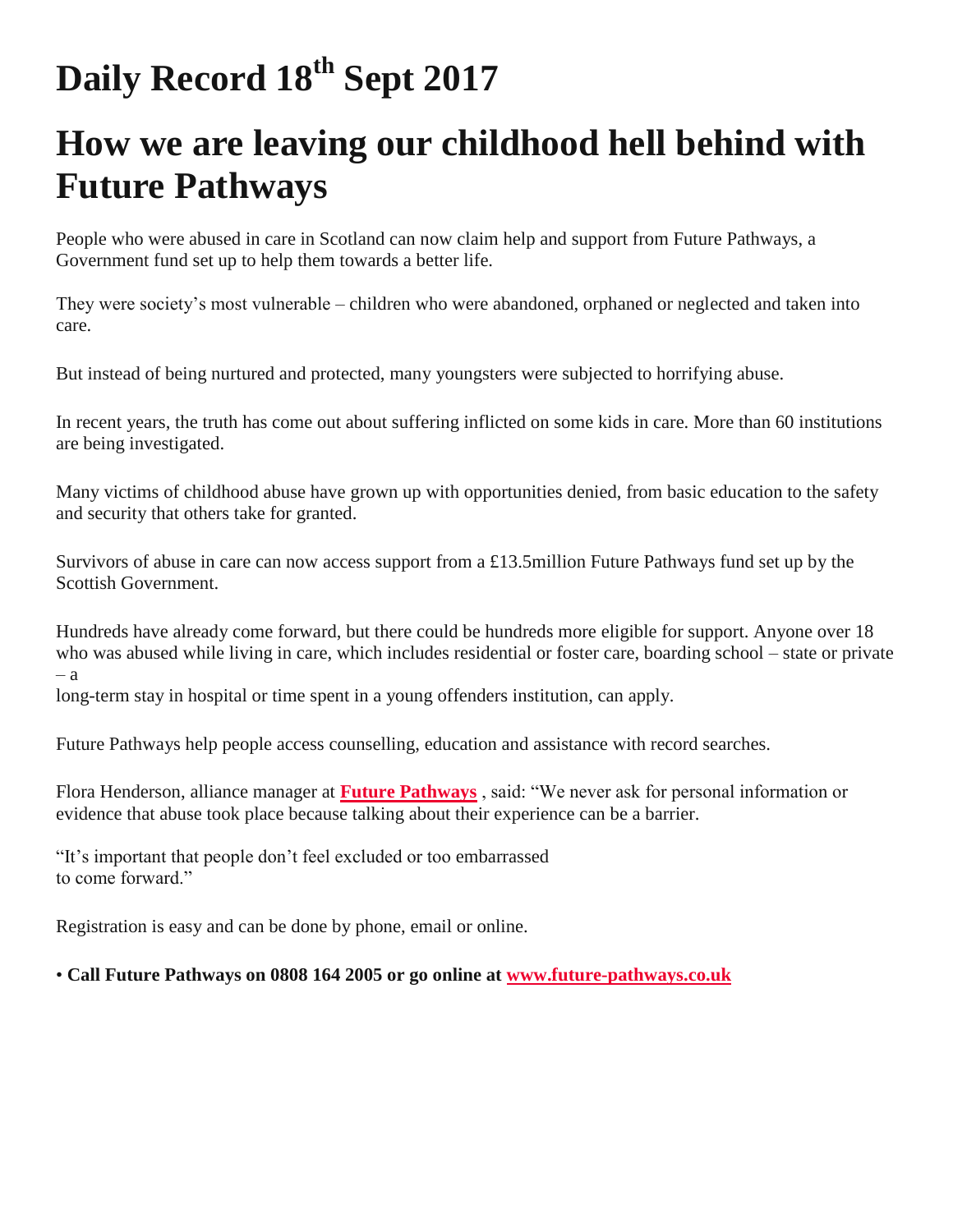# Daily Record 18th Sept 2017

# How we are leaving our childhood hell behind with Future Pathways

People who were abused in care in Scotland can now claim help and support from Future Pathways, a Government fund set up to help them towards a better life.

They were society's most vulnerable – children who were abandoned, orphaned or neglected and taken into care.

But instead of being nurtured and protected, many youngsters were subjected to horrifying abuse.

In recent years, the truth has come out about suffering inflicted on some kids in care. More than 60 institutions are being investigated.

Many victims of childhood abuse have grown up with opportunities denied, from basic education to the safety and security that others take for granted.

Survivors of abuse in care can now access support from a £13.5million Future Pathways fund set up by the Scottish Government.

Hundreds have already come forward, but there could be hundreds more eligible for support. Anyone over 18 who was abused while living in care, which includes residential or foster care, boarding school – state or private – a long-term stay in hospital or time spent in a young offenders institution, can apply.

Future Pathways help people access counselling, education and assistance with record searches.

Flora Henderson, alliance manager at **Future Pathways** , said: "We never ask for personal information or evidence that abuse took place because talking about their experience can be a barrier.

"It's important that people don't feel excluded or too embarrassed to come forward."

Registration is easy and can be done by phone, email or online.

• **Call Future Pathways on 0808 164 2005 or go online at www.future-pathways.co.uk**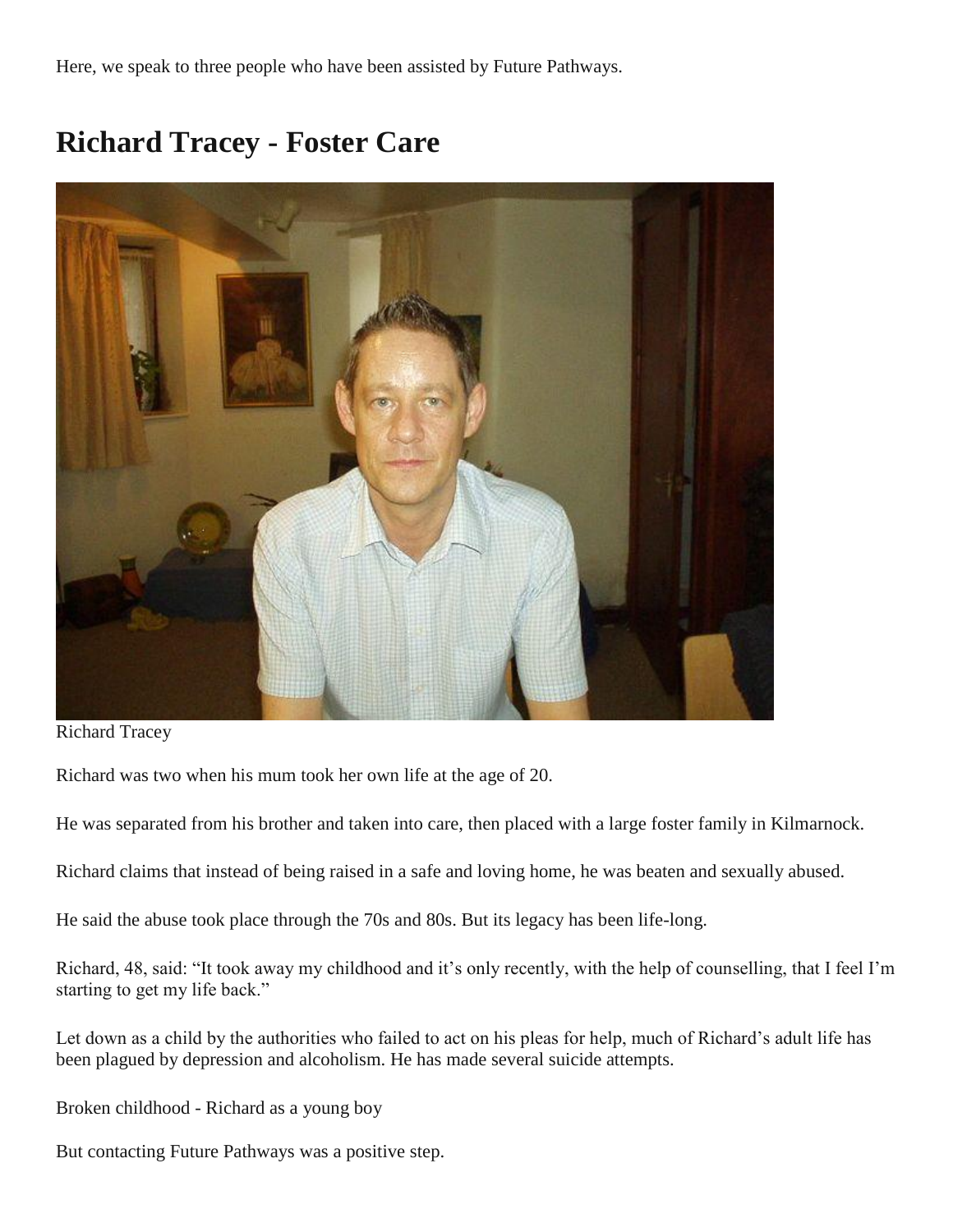Here, we speak to three people who have been assisted by Future Pathways.

## Richard Tracey - Foster Care

Richard Tracey

Richard was two when his mum took her own life at the age of 20.

He was separated from his brother and taken into care, then placed with a large foster family in Kilmarnock.

Richard claims that instead of being raised in a safe and loving home, he was beaten and sexually abused.

He said the abuse took place through the 70s and 80s. But its legacy has been life-long.

Richard, 48, said: "It took away my childhood and it's only recently, with the help of counselling, that I feel I'm starting to get my life back."

Let down as a child by the authorities who failed to act on his pleas for help, much of Richard's adult life has been plagued by depression and alcoholism. He has made several suicide attempts.

Broken childhood - Richard as a young boy

But contacting Future Pathways was a positive step.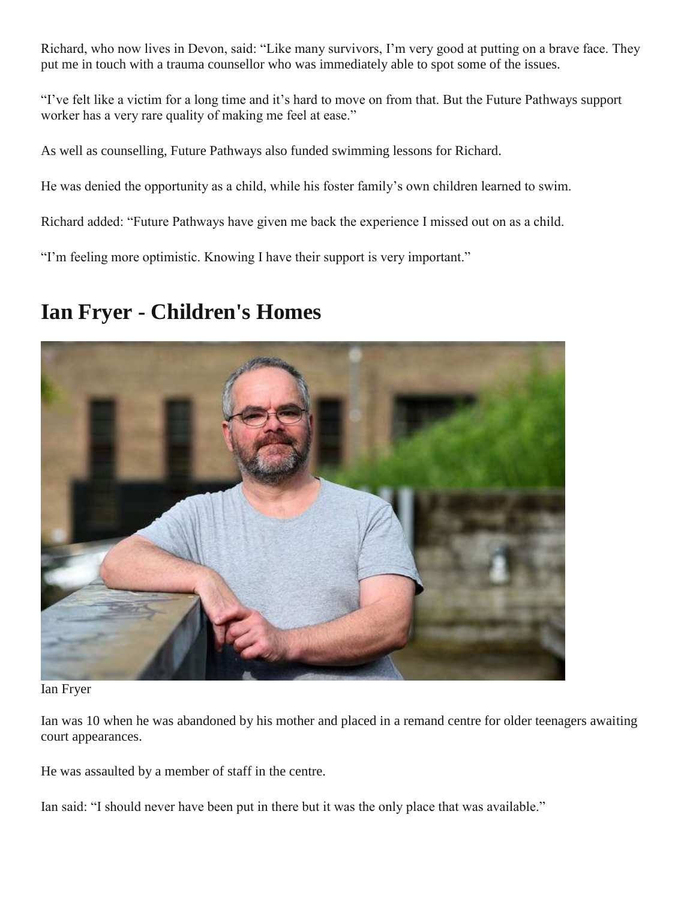Richard, who now lives in Devon, said: “Like many survivors, I’m very good at putting on a brave face. They put me in touch with a trauma counsellor who was immediately able to spot some of the issues.

“I’ve felt like a victim for a long time and it’s hard to move on from that. But the Future Pathways support worker has a very rare quality of making me feel at ease.”

As well as counselling, Future Pathways also funded swimming lessons for Richard.

He was denied the opportunity as a child, while his foster family’s own children learned to swim.

Richard added: “Future Pathways have given me back the experience I missed out on as a child.

“I’m feeling more optimistic. Knowing I have their support is very important.”

# Ian Fryer - Children's Homes

Ian Fryer

Ian was 10 when he was abandoned by his mother and placed in a remand centre for older teenagers awaiting court appearances.

He was assaulted by a member of staff in the centre.

Ian said: “I should never have been put in there but it was the only place that was available.”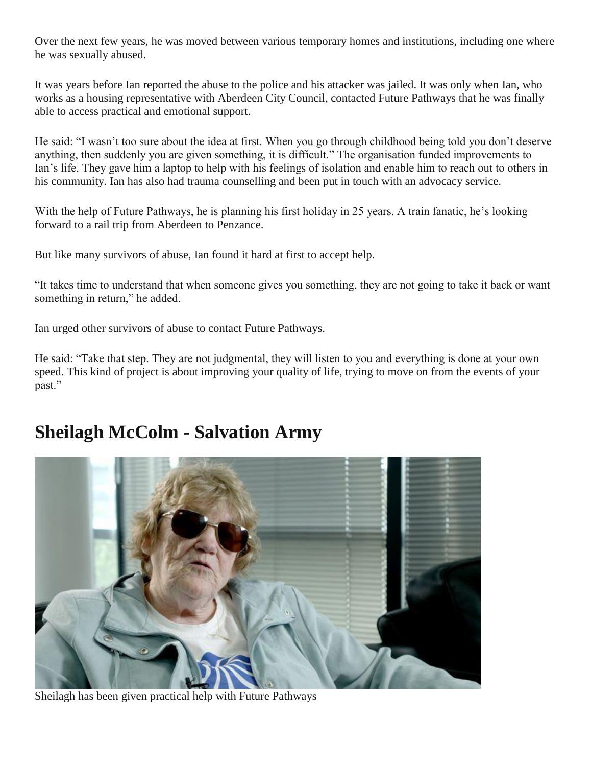Over the next few years, he was moved between various temporary homes and institutions, including one where he was sexually abused.

It was years before Ian reported the abuse to the police and his attacker was jailed. It was only when Ian, who works as a housing representative with Aberdeen City Council, contacted Future Pathways that he was finally able to access practical and emotional support.

He said: "I wasn't too sure about the idea at first. When you go through childhood being told you don't deserve anything, then suddenly you are given something, it is difficult." The organisation funded improvements to Ian's life. They gave him a laptop to help with his feelings of isolation and enable him to reach out to others in his community. Ian has also had trauma counselling and been put in touch with an advocacy service.

With the help of Future Pathways, he is planning his first holiday in 25 years. A train fanatic, he's looking forward to a rail trip from Aberdeen to Penzance.

But like many survivors of abuse, Ian found it hard at first to accept help.

"It takes time to understand that when someone gives you something, they are not going to take it back or want something in return," he added.

Ian urged other survivors of abuse to contact Future Pathways.

He said: "Take that step. They are not judgmental, they will listen to you and everything is done at your own speed. This kind of project is about improving your quality of life, trying to move on from the events of your past."

## Sheilagh McColm - Salvation Army

Sheilagh has been given practical help with Future Pathways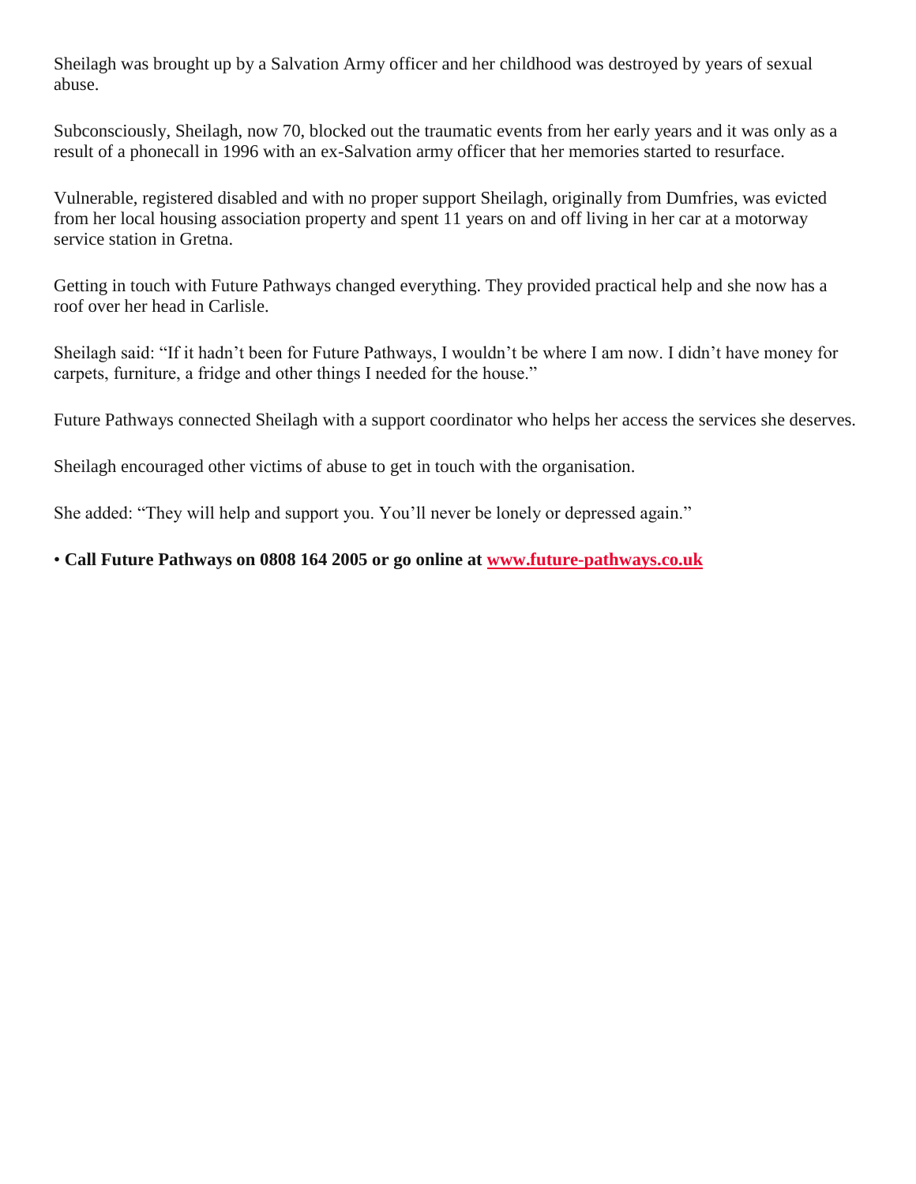Sheilagh was brought up by a Salvation Army officer and her childhood was destroyed by years of sexual abuse.

Subconsciously, Sheilagh, now 70, blocked out the traumatic events from her early years and it was only as a result of a phonecall in 1996 with an ex-Salvation army officer that her memories started to resurface.

Vulnerable, registered disabled and with no proper support Sheilagh, originally from Dumfries, was evicted from her local housing association property and spent 11 years on and off living in her car at a motorway service station in Gretna.

Getting in touch with Future Pathways changed everything. They provided practical help and she now has a roof over her head in Carlisle.

Sheilagh said: “If it hadn’t been for Future Pathways, I wouldn’t be where I am now. I didn’t have money for carpets, furniture, a fridge and other things I needed for the house.”

Future Pathways connected Sheilagh with a support coordinator who helps her access the services she deserves.

Sheilagh encouraged other victims of abuse to get in touch with the organisation.

She added: “They will help and support you. You’ll never be lonely or depressed again.”

• **Call Future Pathways on 0808 164 2005 or go online at [www.future-pathways.co.uk](http://www.future-pathways.co.uk)**